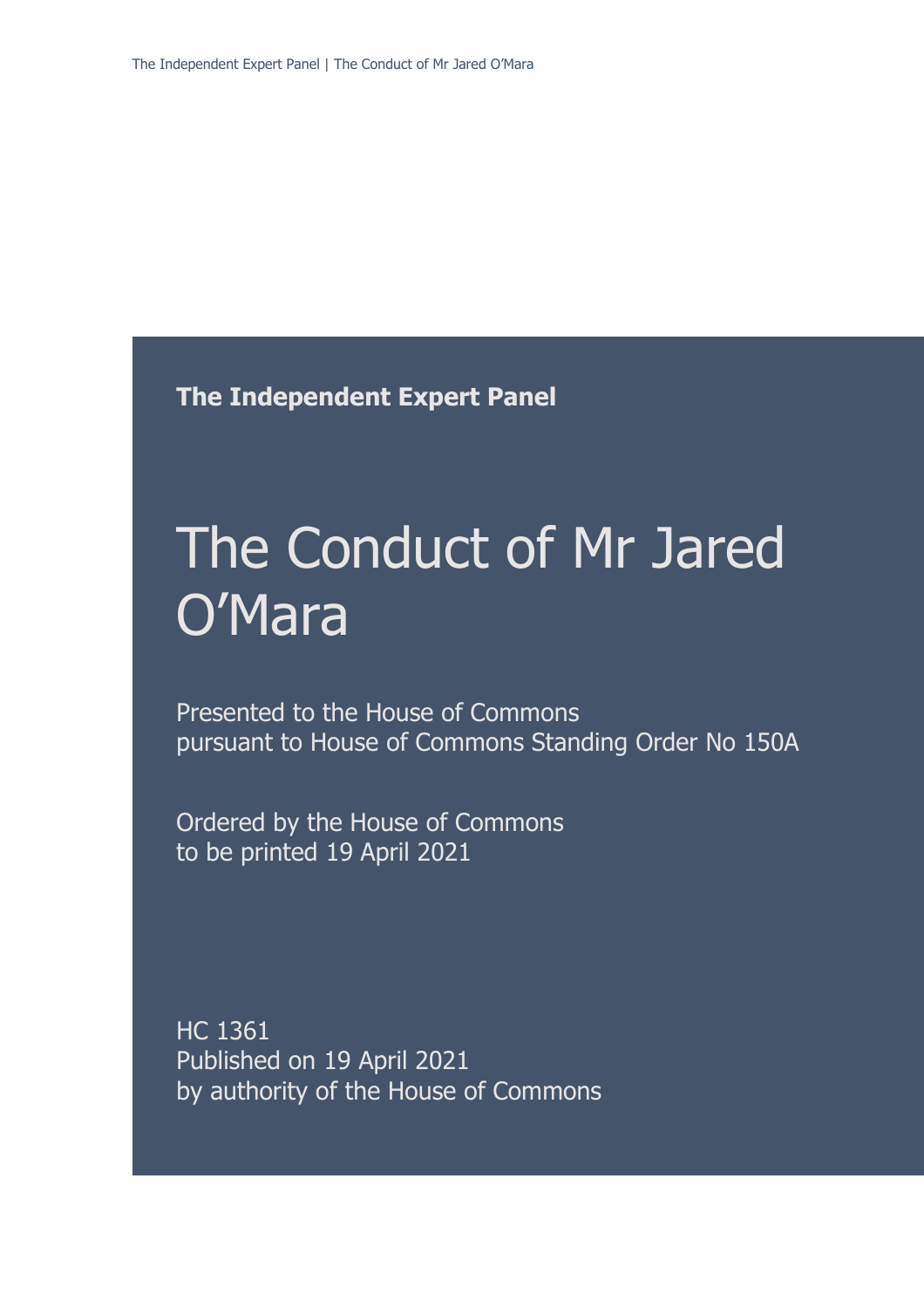**The Independent Expert Panel**

# The Conduct of Mr Jared O’Mara

Presented to the House of Commons
pursuant to House of Commons Standing Order No 150A

Ordered by the House of Commons
to be printed 19 April 2021

HC 1361
Published on 19 April 2021
by authority of the House of Commons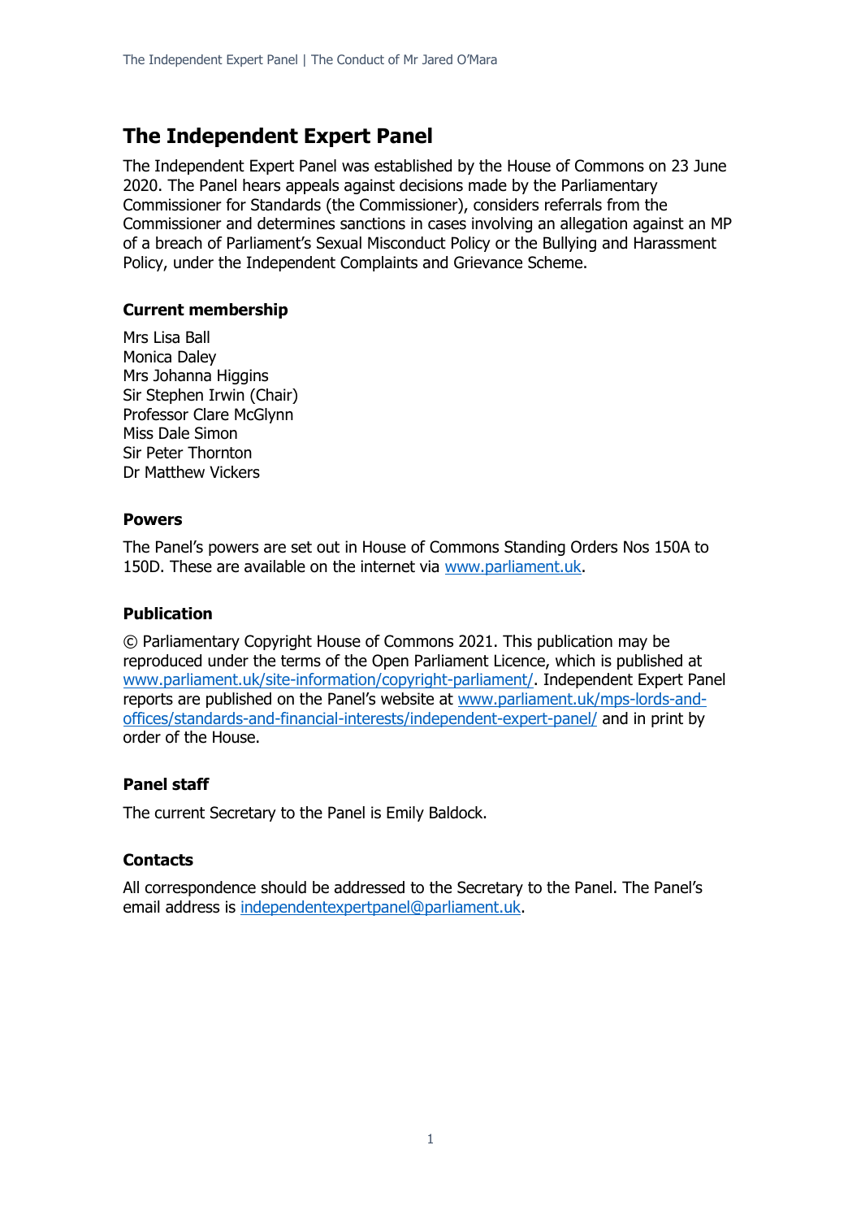# The Independent Expert Panel

The Independent Expert Panel was established by the House of Commons on 23 June 2020. The Panel hears appeals against decisions made by the Parliamentary Commissioner for Standards (the Commissioner), considers referrals from the Commissioner and determines sanctions in cases involving an allegation against an MP of a breach of Parliament's Sexual Misconduct Policy or the Bullying and Harassment Policy, under the Independent Complaints and Grievance Scheme.

### Current membership

Mrs Lisa Ball
Monica Daley
Mrs Johanna Higgins
Sir Stephen Irwin (Chair)
Professor Clare McGlynn
Miss Dale Simon
Sir Peter Thornton
Dr Matthew Vickers

### Powers

The Panel's powers are set out in House of Commons Standing Orders Nos 150A to 150D. These are available on the internet via [www.parliament.uk](www.parliament.uk).

### Publication

© Parliamentary Copyright House of Commons 2021. This publication may be reproduced under the terms of the Open Parliament Licence, which is published at [www.parliament.uk/site-information/copyright-parliament/](www.parliament.uk/site-information/copyright-parliament/). Independent Expert Panel reports are published on the Panel's website at [www.parliament.uk/mps-lords-and-offices/standards-and-financial-interests/independent-expert-panel/](www.parliament.uk/mps-lords-and-offices/standards-and-financial-interests/independent-expert-panel/) and in print by order of the House.

### Panel staff

The current Secretary to the Panel is Emily Baldock.

### Contacts

All correspondence should be addressed to the Secretary to the Panel. The Panel's email address is [independentexpertpanel@parliament.uk](mailto:independentexpertpanel@parliament.uk).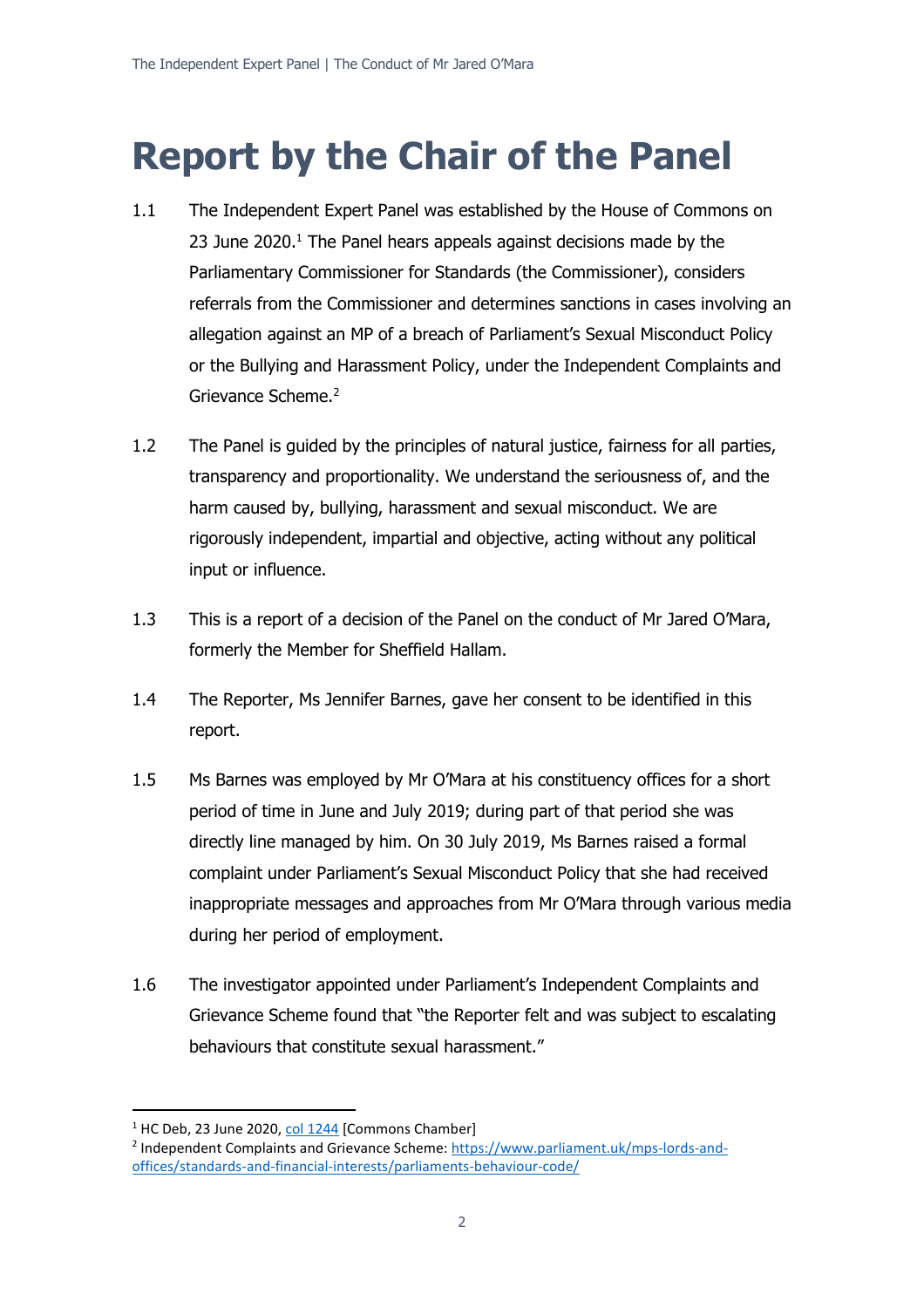# Report by the Chair of the Panel

1.1 The Independent Expert Panel was established by the House of Commons on 23 June 2020.[1] The Panel hears appeals against decisions made by the Parliamentary Commissioner for Standards (the Commissioner), considers referrals from the Commissioner and determines sanctions in cases involving an allegation against an MP of a breach of Parliament's Sexual Misconduct Policy or the Bullying and Harassment Policy, under the Independent Complaints and Grievance Scheme.[2]

1.2 The Panel is guided by the principles of natural justice, fairness for all parties, transparency and proportionality. We understand the seriousness of, and the harm caused by, bullying, harassment and sexual misconduct. We are rigorously independent, impartial and objective, acting without any political input or influence.

1.3 This is a report of a decision of the Panel on the conduct of Mr Jared O'Mara, formerly the Member for Sheffield Hallam.

1.4 The Reporter, Ms Jennifer Barnes, gave her consent to be identified in this report.

1.5 Ms Barnes was employed by Mr O'Mara at his constituency offices for a short period of time in June and July 2019; during part of that period she was directly line managed by him. On 30 July 2019, Ms Barnes raised a formal complaint under Parliament's Sexual Misconduct Policy that she had received inappropriate messages and approaches from Mr O'Mara through various media during her period of employment.

1.6 The investigator appointed under Parliament's Independent Complaints and Grievance Scheme found that "the Reporter felt and was subject to escalating behaviours that constitute sexual harassment."

---

[1] HC Deb, 23 June 2020, col 1244 [Commons Chamber]

[2] Independent Complaints and Grievance Scheme: https://www.parliament.uk/mps-lords-and-offices/standards-and-financial-interests/parliaments-behaviour-code/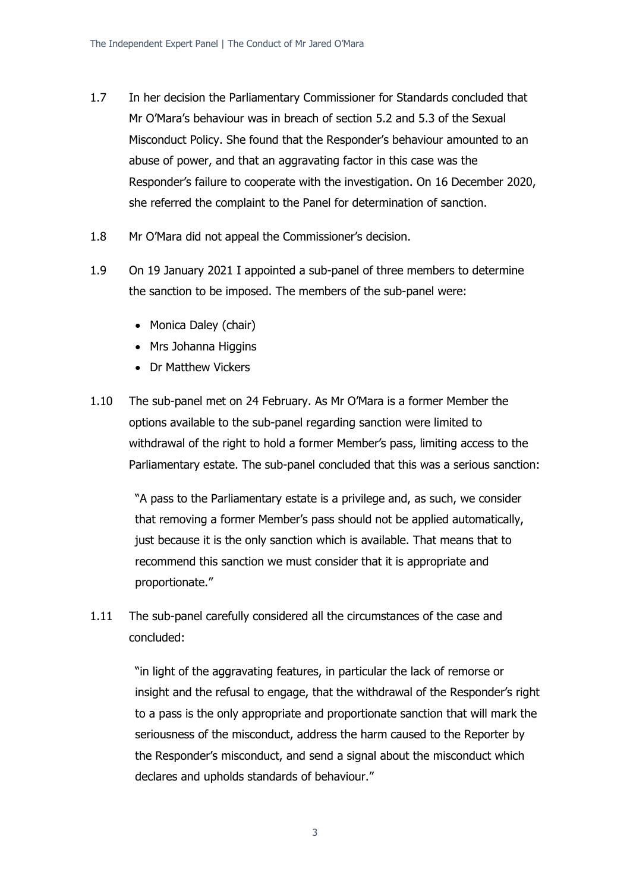1.7 In her decision the Parliamentary Commissioner for Standards concluded that Mr O'Mara's behaviour was in breach of section 5.2 and 5.3 of the Sexual Misconduct Policy. She found that the Responder's behaviour amounted to an abuse of power, and that an aggravating factor in this case was the Responder's failure to cooperate with the investigation. On 16 December 2020, she referred the complaint to the Panel for determination of sanction.

1.8 Mr O'Mara did not appeal the Commissioner's decision.

1.9 On 19 January 2021 I appointed a sub-panel of three members to determine the sanction to be imposed. The members of the sub-panel were:

- Monica Daley (chair)
- Mrs Johanna Higgins
- Dr Matthew Vickers

1.10 The sub-panel met on 24 February. As Mr O'Mara is a former Member the options available to the sub-panel regarding sanction were limited to withdrawal of the right to hold a former Member's pass, limiting access to the Parliamentary estate. The sub-panel concluded that this was a serious sanction:

> "A pass to the Parliamentary estate is a privilege and, as such, we consider that removing a former Member's pass should not be applied automatically, just because it is the only sanction which is available. That means that to recommend this sanction we must consider that it is appropriate and proportionate."

1.11 The sub-panel carefully considered all the circumstances of the case and concluded:

> "in light of the aggravating features, in particular the lack of remorse or insight and the refusal to engage, that the withdrawal of the Responder's right to a pass is the only appropriate and proportionate sanction that will mark the seriousness of the misconduct, address the harm caused to the Reporter by the Responder's misconduct, and send a signal about the misconduct which declares and upholds standards of behaviour."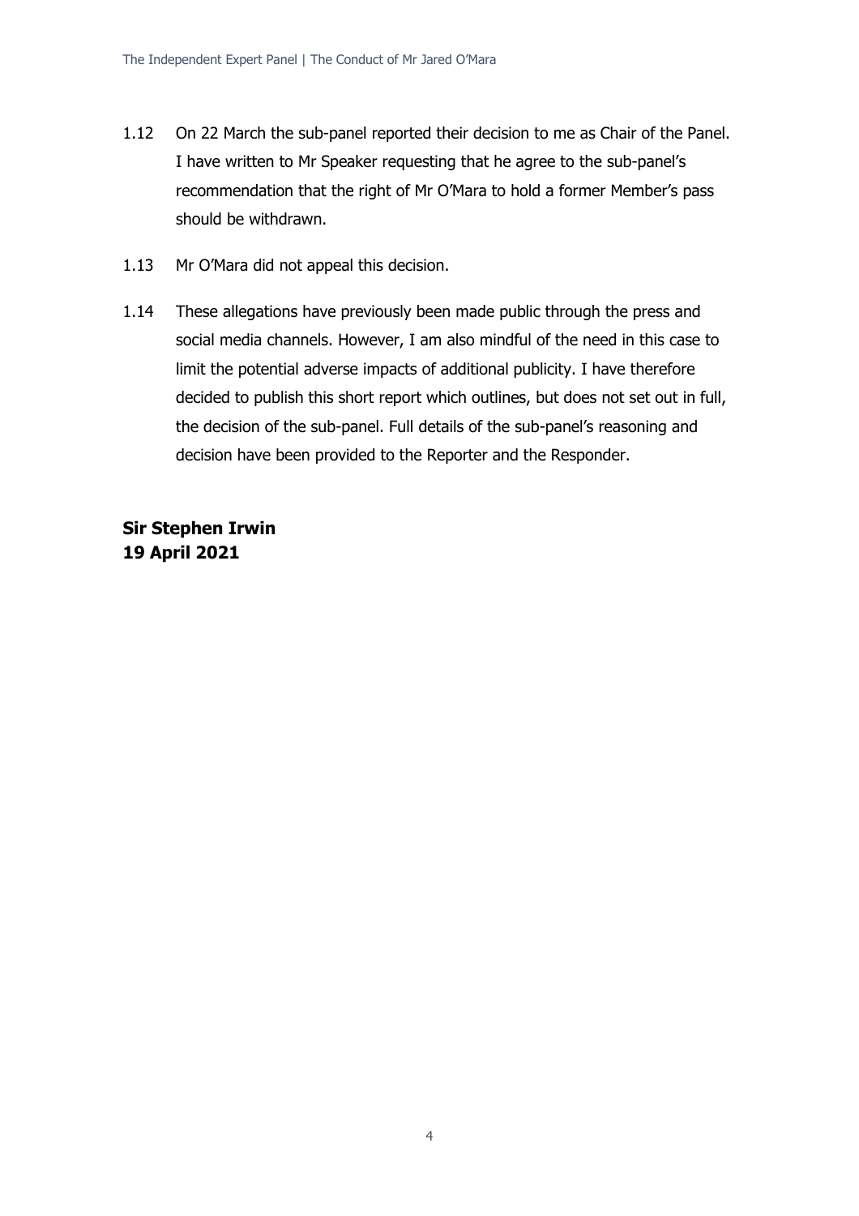1.12 On 22 March the sub-panel reported their decision to me as Chair of the Panel. I have written to Mr Speaker requesting that he agree to the sub-panel's recommendation that the right of Mr O'Mara to hold a former Member's pass should be withdrawn.

1.13 Mr O'Mara did not appeal this decision.

1.14 These allegations have previously been made public through the press and social media channels. However, I am also mindful of the need in this case to limit the potential adverse impacts of additional publicity. I have therefore decided to publish this short report which outlines, but does not set out in full, the decision of the sub-panel. Full details of the sub-panel's reasoning and decision have been provided to the Reporter and the Responder.

**Sir Stephen Irwin**
**19 April 2021**